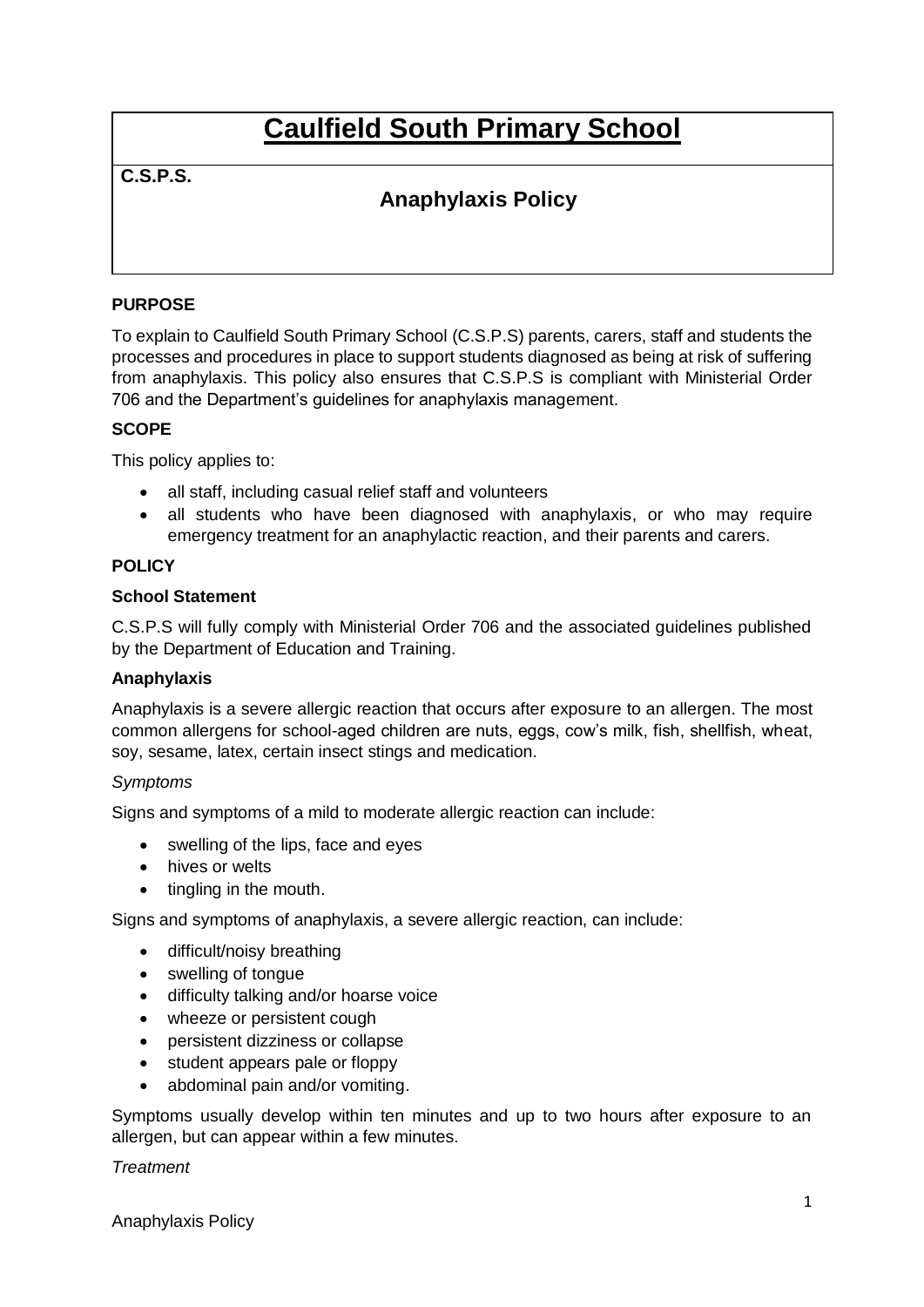# Caulfield South Primary School

**C.S.P.S.**

## Anaphylaxis Policy

**PURPOSE**

To explain to Caulfield South Primary School (C.S.P.S) parents, carers, staff and students the processes and procedures in place to support students diagnosed as being at risk of suffering from anaphylaxis. This policy also ensures that C.S.P.S is compliant with Ministerial Order 706 and the Department's guidelines for anaphylaxis management.

**SCOPE**

This policy applies to:

- all staff, including casual relief staff and volunteers
- all students who have been diagnosed with anaphylaxis, or who may require emergency treatment for an anaphylactic reaction, and their parents and carers.

**POLICY**

**School Statement**

C.S.P.S will fully comply with Ministerial Order 706 and the associated guidelines published by the Department of Education and Training.

**Anaphylaxis**

Anaphylaxis is a severe allergic reaction that occurs after exposure to an allergen. The most common allergens for school-aged children are nuts, eggs, cow's milk, fish, shellfish, wheat, soy, sesame, latex, certain insect stings and medication.

*Symptoms*

Signs and symptoms of a mild to moderate allergic reaction can include:

- swelling of the lips, face and eyes
- hives or welts
- tingling in the mouth.

Signs and symptoms of anaphylaxis, a severe allergic reaction, can include:

- difficult/noisy breathing
- swelling of tongue
- difficulty talking and/or hoarse voice
- wheeze or persistent cough
- persistent dizziness or collapse
- student appears pale or floppy
- abdominal pain and/or vomiting.

Symptoms usually develop within ten minutes and up to two hours after exposure to an allergen, but can appear within a few minutes.

*Treatment*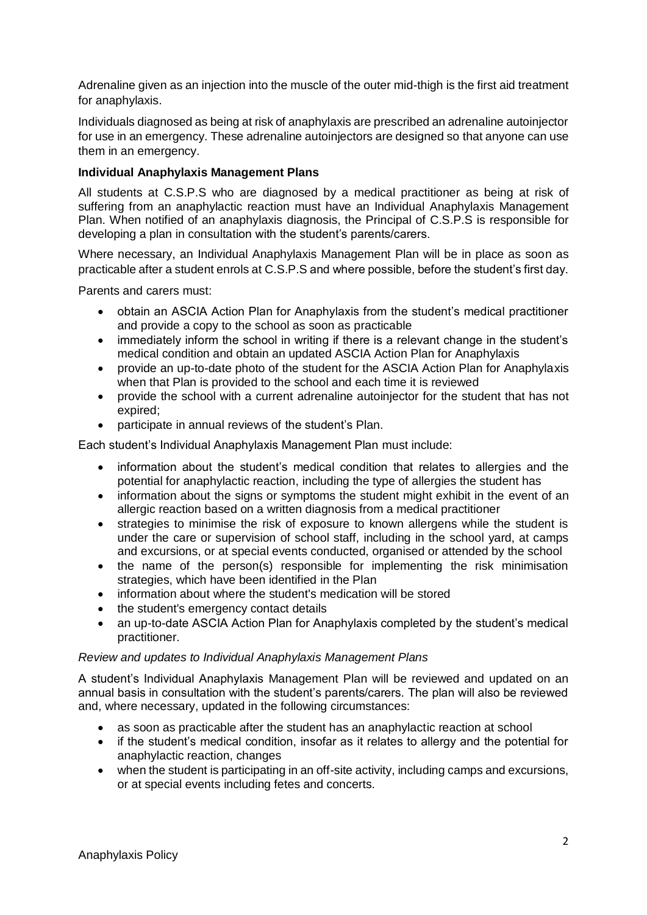Adrenaline given as an injection into the muscle of the outer mid-thigh is the first aid treatment for anaphylaxis.

Individuals diagnosed as being at risk of anaphylaxis are prescribed an adrenaline autoinjector for use in an emergency. These adrenaline autoinjectors are designed so that anyone can use them in an emergency.

**Individual Anaphylaxis Management Plans**

All students at C.S.P.S who are diagnosed by a medical practitioner as being at risk of suffering from an anaphylactic reaction must have an Individual Anaphylaxis Management Plan. When notified of an anaphylaxis diagnosis, the Principal of C.S.P.S is responsible for developing a plan in consultation with the student's parents/carers.

Where necessary, an Individual Anaphylaxis Management Plan will be in place as soon as practicable after a student enrols at C.S.P.S and where possible, before the student's first day.

Parents and carers must:

- obtain an ASCIA Action Plan for Anaphylaxis from the student's medical practitioner and provide a copy to the school as soon as practicable
- immediately inform the school in writing if there is a relevant change in the student's medical condition and obtain an updated ASCIA Action Plan for Anaphylaxis
- provide an up-to-date photo of the student for the ASCIA Action Plan for Anaphylaxis when that Plan is provided to the school and each time it is reviewed
- provide the school with a current adrenaline autoinjector for the student that has not expired;
- participate in annual reviews of the student's Plan.

Each student's Individual Anaphylaxis Management Plan must include:

- information about the student's medical condition that relates to allergies and the potential for anaphylactic reaction, including the type of allergies the student has
- information about the signs or symptoms the student might exhibit in the event of an allergic reaction based on a written diagnosis from a medical practitioner
- strategies to minimise the risk of exposure to known allergens while the student is under the care or supervision of school staff, including in the school yard, at camps and excursions, or at special events conducted, organised or attended by the school
- the name of the person(s) responsible for implementing the risk minimisation strategies, which have been identified in the Plan
- information about where the student's medication will be stored
- the student's emergency contact details
- an up-to-date ASCIA Action Plan for Anaphylaxis completed by the student's medical practitioner.

*Review and updates to Individual Anaphylaxis Management Plans*

A student's Individual Anaphylaxis Management Plan will be reviewed and updated on an annual basis in consultation with the student's parents/carers. The plan will also be reviewed and, where necessary, updated in the following circumstances:

- as soon as practicable after the student has an anaphylactic reaction at school
- if the student's medical condition, insofar as it relates to allergy and the potential for anaphylactic reaction, changes
- when the student is participating in an off-site activity, including camps and excursions, or at special events including fetes and concerts.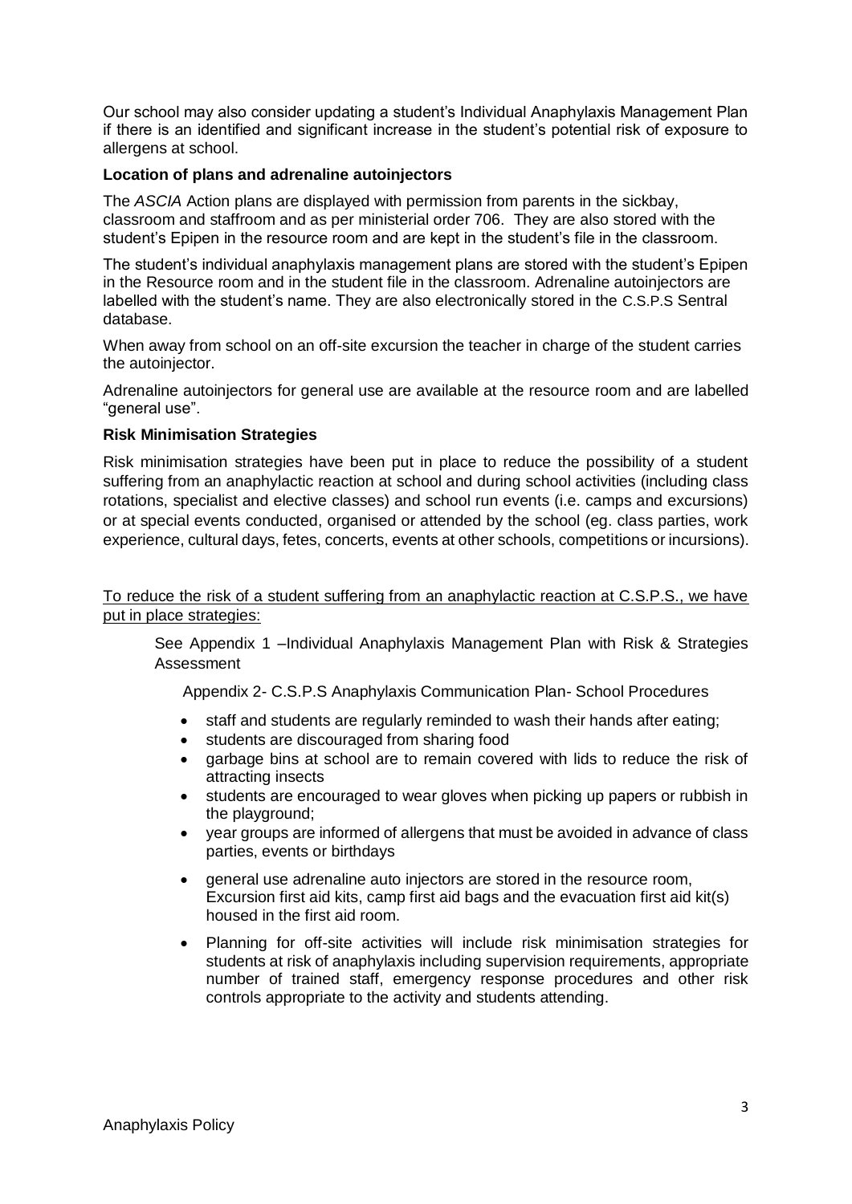Our school may also consider updating a student's Individual Anaphylaxis Management Plan if there is an identified and significant increase in the student's potential risk of exposure to allergens at school.

**Location of plans and adrenaline autoinjectors**

The *ASCIA* Action plans are displayed with permission from parents in the sickbay, classroom and staffroom and as per ministerial order 706. They are also stored with the student's Epipen in the resource room and are kept in the student's file in the classroom.

The student's individual anaphylaxis management plans are stored with the student's Epipen in the Resource room and in the student file in the classroom. Adrenaline autoinjectors are labelled with the student's name. They are also electronically stored in the C.S.P.S Sentral database.

When away from school on an off-site excursion the teacher in charge of the student carries the autoinjector.

Adrenaline autoinjectors for general use are available at the resource room and are labelled "general use".

**Risk Minimisation Strategies**

Risk minimisation strategies have been put in place to reduce the possibility of a student suffering from an anaphylactic reaction at school and during school activities (including class rotations, specialist and elective classes) and school run events (i.e. camps and excursions) or at special events conducted, organised or attended by the school (eg. class parties, work experience, cultural days, fetes, concerts, events at other schools, competitions or incursions).

<u>To reduce the risk of a student suffering from an anaphylactic reaction at C.S.P.S., we have put in place strategies:</u>

See Appendix 1 –Individual Anaphylaxis Management Plan with Risk & Strategies Assessment

Appendix 2- C.S.P.S Anaphylaxis Communication Plan- School Procedures

- staff and students are regularly reminded to wash their hands after eating;
- students are discouraged from sharing food
- garbage bins at school are to remain covered with lids to reduce the risk of attracting insects
- students are encouraged to wear gloves when picking up papers or rubbish in the playground;
- year groups are informed of allergens that must be avoided in advance of class parties, events or birthdays
- general use adrenaline auto injectors are stored in the resource room, Excursion first aid kits, camp first aid bags and the evacuation first aid kit(s) housed in the first aid room.
- Planning for off-site activities will include risk minimisation strategies for students at risk of anaphylaxis including supervision requirements, appropriate number of trained staff, emergency response procedures and other risk controls appropriate to the activity and students attending.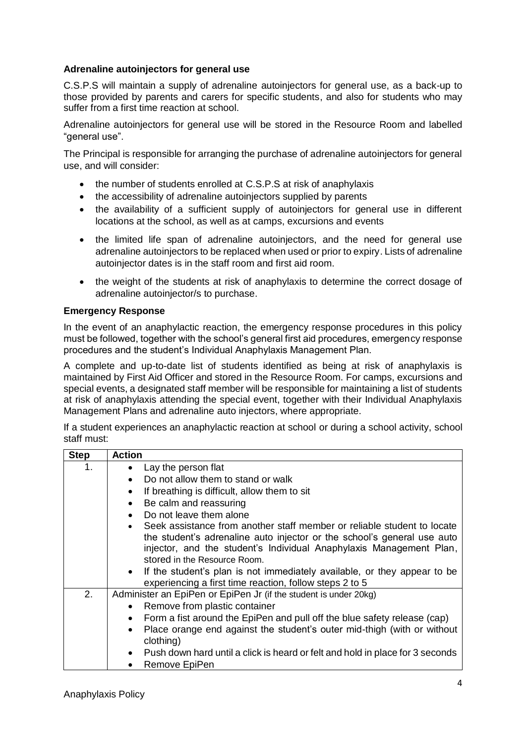### Adrenaline autoinjectors for general use

C.S.P.S will maintain a supply of adrenaline autoinjectors for general use, as a back-up to those provided by parents and carers for specific students, and also for students who may suffer from a first time reaction at school.

Adrenaline autoinjectors for general use will be stored in the Resource Room and labelled "general use".

The Principal is responsible for arranging the purchase of adrenaline autoinjectors for general use, and will consider:

- the number of students enrolled at C.S.P.S at risk of anaphylaxis
- the accessibility of adrenaline autoinjectors supplied by parents
- the availability of a sufficient supply of autoinjectors for general use in different locations at the school, as well as at camps, excursions and events
- the limited life span of adrenaline autoinjectors, and the need for general use adrenaline autoinjectors to be replaced when used or prior to expiry. Lists of adrenaline autoinjector dates is in the staff room and first aid room.
- the weight of the students at risk of anaphylaxis to determine the correct dosage of adrenaline autoinjector/s to purchase.

### Emergency Response

In the event of an anaphylactic reaction, the emergency response procedures in this policy must be followed, together with the school's general first aid procedures, emergency response procedures and the student's Individual Anaphylaxis Management Plan.

A complete and up-to-date list of students identified as being at risk of anaphylaxis is maintained by First Aid Officer and stored in the Resource Room. For camps, excursions and special events, a designated staff member will be responsible for maintaining a list of students at risk of anaphylaxis attending the special event, together with their Individual Anaphylaxis Management Plans and adrenaline auto injectors, where appropriate.

If a student experiences an anaphylactic reaction at school or during a school activity, school staff must:

| Step | Action |
|---|---|
| 1. | • Lay the person flat<br>• Do not allow them to stand or walk<br>• If breathing is difficult, allow them to sit<br>• Be calm and reassuring<br>• Do not leave them alone<br>• Seek assistance from another staff member or reliable student to locate the student's adrenaline auto injector or the school's general use auto injector, and the student's Individual Anaphylaxis Management Plan, stored in the Resource Room.<br>• If the student's plan is not immediately available, or they appear to be experiencing a first time reaction, follow steps 2 to 5 |
| 2. | Administer an EpiPen or EpiPen Jr (if the student is under 20kg)<br>• Remove from plastic container<br>• Form a fist around the EpiPen and pull off the blue safety release (cap)<br>• Place orange end against the student's outer mid-thigh (with or without clothing)<br>• Push down hard until a click is heard or felt and hold in place for 3 seconds<br>• Remove EpiPen |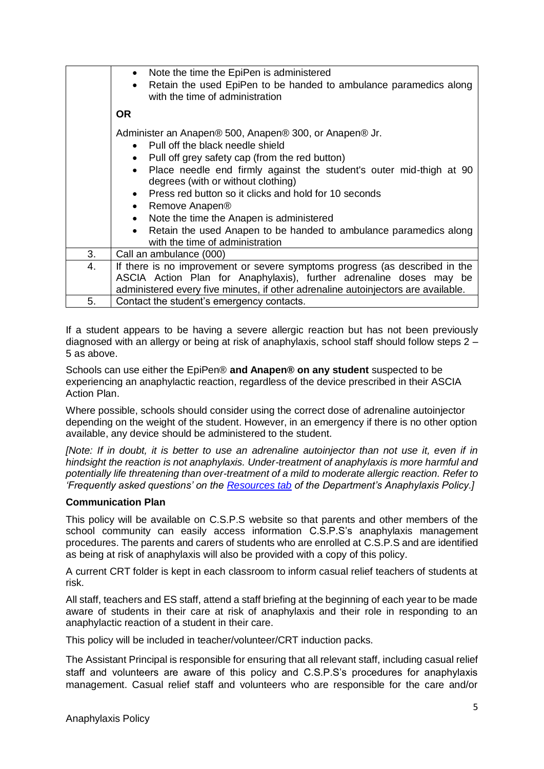| | |
|---|---|
| | • Note the time the EpiPen is administered<br>• Retain the used EpiPen to be handed to ambulance paramedics along with the time of administration<br><br>**OR**<br><br>Administer an Anapen® 500, Anapen® 300, or Anapen® Jr.<br>• Pull off the black needle shield<br>• Pull off grey safety cap (from the red button)<br>• Place needle end firmly against the student's outer mid-thigh at 90 degrees (with or without clothing)<br>• Press red button so it clicks and hold for 10 seconds<br>• Remove Anapen®<br>• Note the time the Anapen is administered<br>• Retain the used Anapen to be handed to ambulance paramedics along with the time of administration |
| 3. | Call an ambulance (000) |
| 4. | If there is no improvement or severe symptoms progress (as described in the ASCIA Action Plan for Anaphylaxis), further adrenaline doses may be administered every five minutes, if other adrenaline autoinjectors are available. |
| 5. | Contact the student's emergency contacts. |

If a student appears to be having a severe allergic reaction but has not been previously diagnosed with an allergy or being at risk of anaphylaxis, school staff should follow steps 2 – 5 as above.

Schools can use either the EpiPen® **and Anapen® on any student** suspected to be experiencing an anaphylactic reaction, regardless of the device prescribed in their ASCIA Action Plan.

Where possible, schools should consider using the correct dose of adrenaline autoinjector depending on the weight of the student. However, in an emergency if there is no other option available, any device should be administered to the student.

*[Note: If in doubt, it is better to use an adrenaline autoinjector than not use it, even if in hindsight the reaction is not anaphylaxis. Under-treatment of anaphylaxis is more harmful and potentially life threatening than over-treatment of a mild to moderate allergic reaction. Refer to 'Frequently asked questions' on the Resources tab of the Department's Anaphylaxis Policy.]*

**Communication Plan**

This policy will be available on C.S.P.S website so that parents and other members of the school community can easily access information C.S.P.S's anaphylaxis management procedures. The parents and carers of students who are enrolled at C.S.P.S and are identified as being at risk of anaphylaxis will also be provided with a copy of this policy.

A current CRT folder is kept in each classroom to inform casual relief teachers of students at risk.

All staff, teachers and ES staff, attend a staff briefing at the beginning of each year to be made aware of students in their care at risk of anaphylaxis and their role in responding to an anaphylactic reaction of a student in their care.

This policy will be included in teacher/volunteer/CRT induction packs.

The Assistant Principal is responsible for ensuring that all relevant staff, including casual relief staff and volunteers are aware of this policy and C.S.P.S's procedures for anaphylaxis management. Casual relief staff and volunteers who are responsible for the care and/or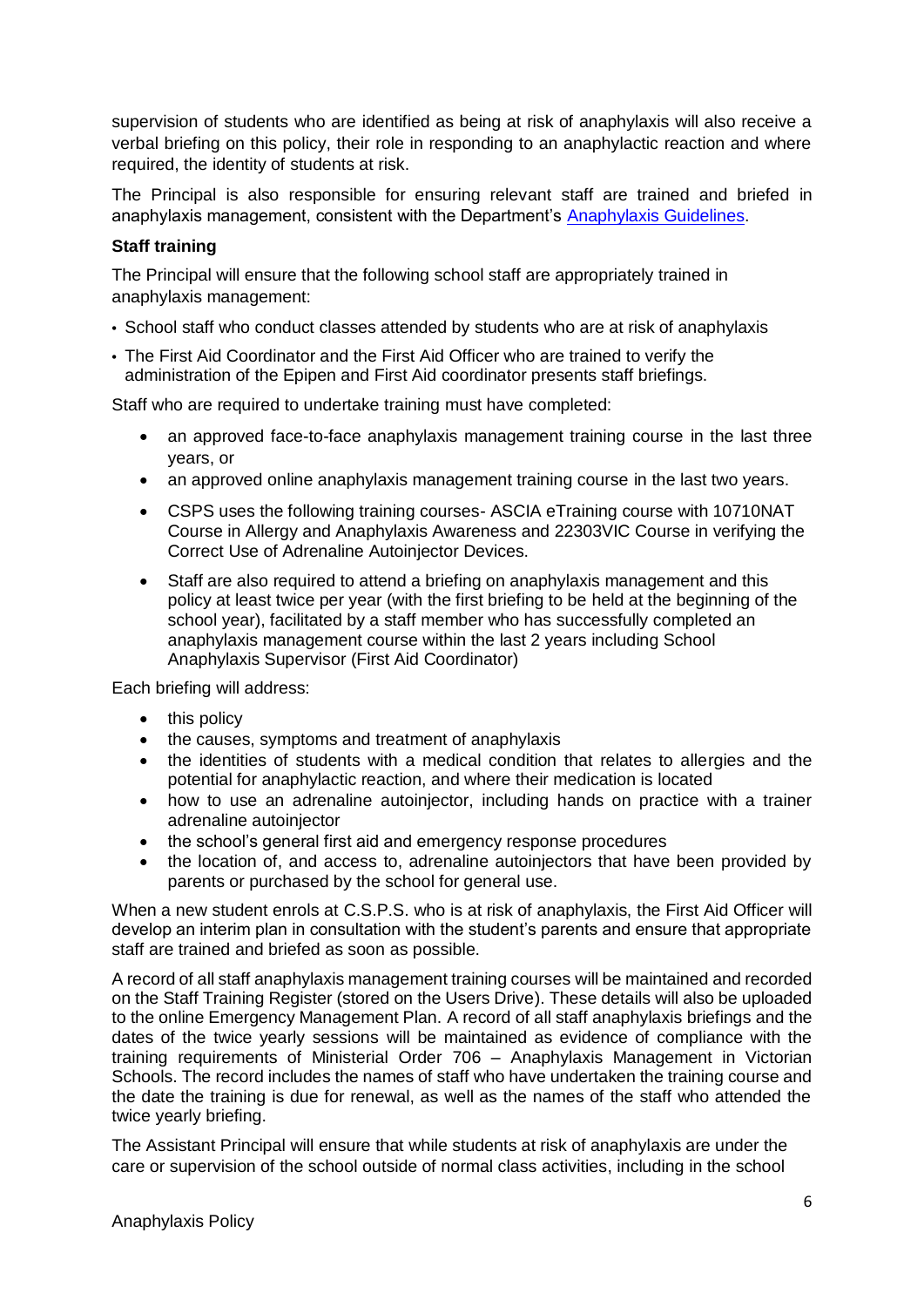supervision of students who are identified as being at risk of anaphylaxis will also receive a verbal briefing on this policy, their role in responding to an anaphylactic reaction and where required, the identity of students at risk.

The Principal is also responsible for ensuring relevant staff are trained and briefed in anaphylaxis management, consistent with the Department's Anaphylaxis Guidelines.

**Staff training**

The Principal will ensure that the following school staff are appropriately trained in anaphylaxis management:

- School staff who conduct classes attended by students who are at risk of anaphylaxis
- The First Aid Coordinator and the First Aid Officer who are trained to verify the administration of the Epipen and First Aid coordinator presents staff briefings.

Staff who are required to undertake training must have completed:

- an approved face-to-face anaphylaxis management training course in the last three years, or
- an approved online anaphylaxis management training course in the last two years.
- CSPS uses the following training courses- ASCIA eTraining course with 10710NAT Course in Allergy and Anaphylaxis Awareness and 22303VIC Course in verifying the Correct Use of Adrenaline Autoinjector Devices.
- Staff are also required to attend a briefing on anaphylaxis management and this policy at least twice per year (with the first briefing to be held at the beginning of the school year), facilitated by a staff member who has successfully completed an anaphylaxis management course within the last 2 years including School Anaphylaxis Supervisor (First Aid Coordinator)

Each briefing will address:

- this policy
- the causes, symptoms and treatment of anaphylaxis
- the identities of students with a medical condition that relates to allergies and the potential for anaphylactic reaction, and where their medication is located
- how to use an adrenaline autoinjector, including hands on practice with a trainer adrenaline autoinjector
- the school's general first aid and emergency response procedures
- the location of, and access to, adrenaline autoinjectors that have been provided by parents or purchased by the school for general use.

When a new student enrols at C.S.P.S. who is at risk of anaphylaxis, the First Aid Officer will develop an interim plan in consultation with the student's parents and ensure that appropriate staff are trained and briefed as soon as possible.

A record of all staff anaphylaxis management training courses will be maintained and recorded on the Staff Training Register (stored on the Users Drive). These details will also be uploaded to the online Emergency Management Plan. A record of all staff anaphylaxis briefings and the dates of the twice yearly sessions will be maintained as evidence of compliance with the training requirements of Ministerial Order 706 – Anaphylaxis Management in Victorian Schools. The record includes the names of staff who have undertaken the training course and the date the training is due for renewal, as well as the names of the staff who attended the twice yearly briefing.

The Assistant Principal will ensure that while students at risk of anaphylaxis are under the care or supervision of the school outside of normal class activities, including in the school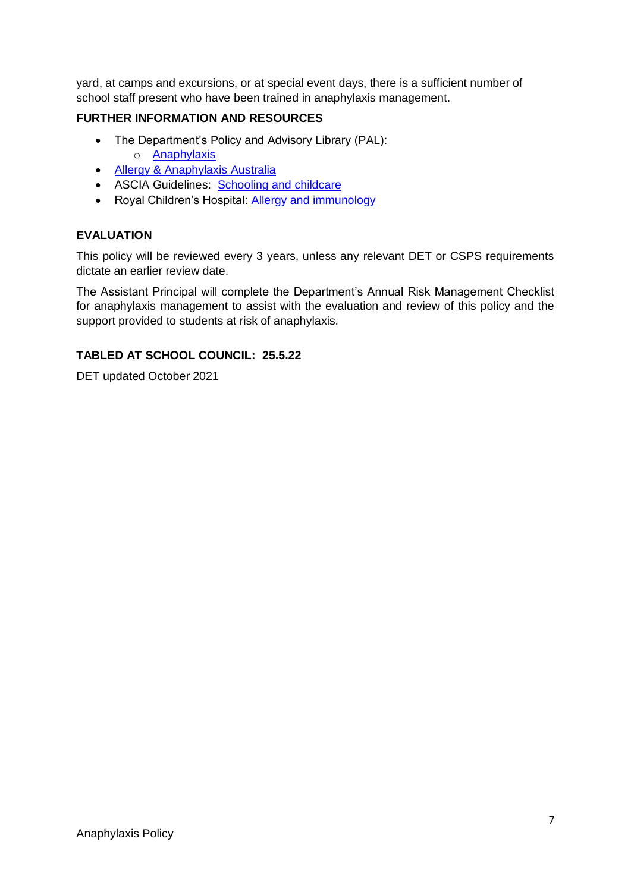yard, at camps and excursions, or at special event days, there is a sufficient number of school staff present who have been trained in anaphylaxis management.

## FURTHER INFORMATION AND RESOURCES

- The Department's Policy and Advisory Library (PAL):
  - Anaphylaxis
- Allergy & Anaphylaxis Australia
- ASCIA Guidelines: Schooling and childcare
- Royal Children's Hospital: Allergy and immunology

## EVALUATION

This policy will be reviewed every 3 years, unless any relevant DET or CSPS requirements dictate an earlier review date.

The Assistant Principal will complete the Department's Annual Risk Management Checklist for anaphylaxis management to assist with the evaluation and review of this policy and the support provided to students at risk of anaphylaxis.

## TABLED AT SCHOOL COUNCIL: 25.5.22

DET updated October 2021